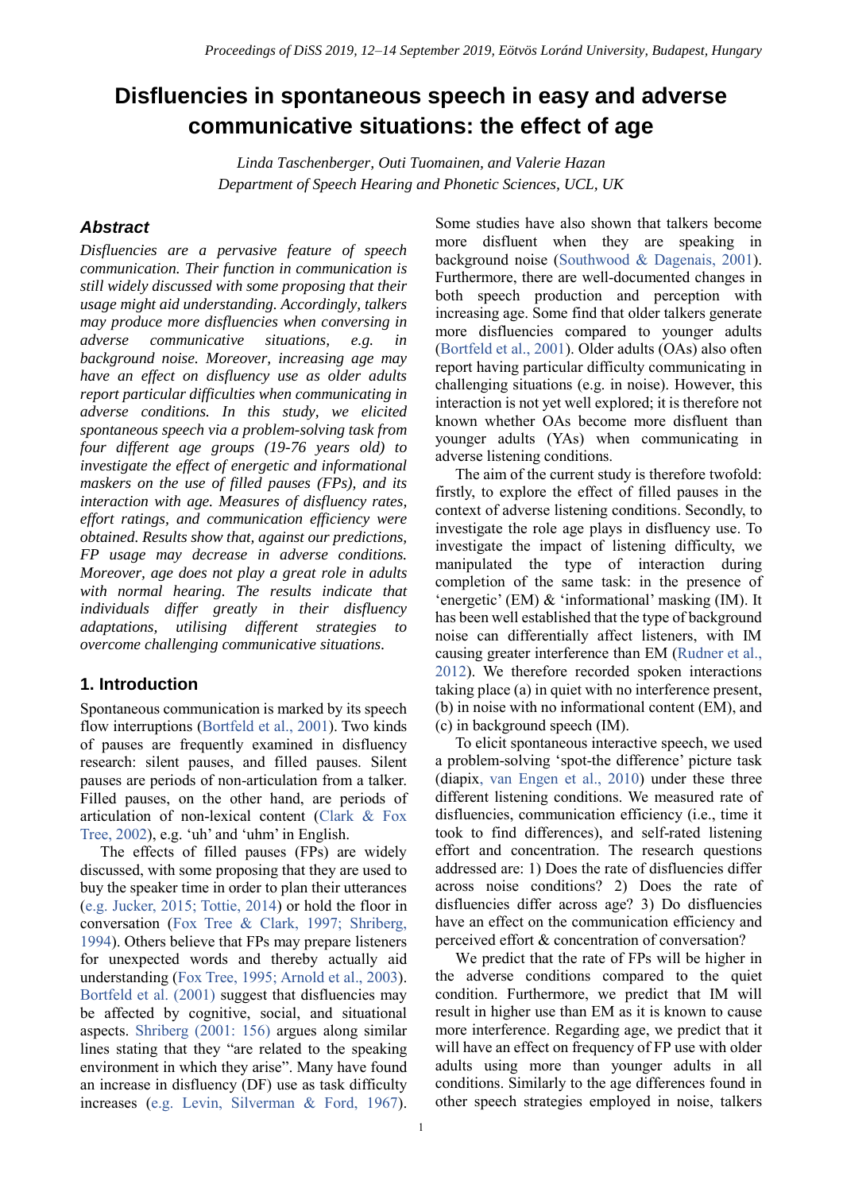# Disfluencies in spontaneous speech in easy and adverse communicative situations: the effect of age

*Linda Taschenberger, Outi Tuomainen, and Valerie Hazan*
*Department of Speech Hearing and Phonetic Sciences, UCL, UK*

## Abstract

*Disfluencies are a pervasive feature of speech communication. Their function in communication is still widely discussed with some proposing that their usage might aid understanding. Accordingly, talkers may produce more disfluencies when conversing in adverse communicative situations, e.g. in background noise. Moreover, increasing age may have an effect on disfluency use as older adults report particular difficulties when communicating in adverse conditions. In this study, we elicited spontaneous speech via a problem-solving task from four different age groups (19-76 years old) to investigate the effect of energetic and informational maskers on the use of filled pauses (FPs), and its interaction with age. Measures of disfluency rates, effort ratings, and communication efficiency were obtained. Results show that, against our predictions, FP usage may decrease in adverse conditions. Moreover, age does not play a great role in adults with normal hearing. The results indicate that individuals differ greatly in their disfluency adaptations, utilising different strategies to overcome challenging communicative situations.*

## 1. Introduction

Spontaneous communication is marked by its speech flow interruptions (Bortfeld et al., 2001). Two kinds of pauses are frequently examined in disfluency research: silent pauses, and filled pauses. Silent pauses are periods of non-articulation from a talker. Filled pauses, on the other hand, are periods of articulation of non-lexical content (Clark & Fox Tree, 2002), e.g. 'uh' and 'uhm' in English.

The effects of filled pauses (FPs) are widely discussed, with some proposing that they are used to buy the speaker time in order to plan their utterances (e.g. Jucker, 2015; Tottie, 2014) or hold the floor in conversation (Fox Tree & Clark, 1997; Shriberg, 1994). Others believe that FPs may prepare listeners for unexpected words and thereby actually aid understanding (Fox Tree, 1995; Arnold et al., 2003). Bortfeld et al. (2001) suggest that disfluencies may be affected by cognitive, social, and situational aspects. Shriberg (2001: 156) argues along similar lines stating that they "are related to the speaking environment in which they arise". Many have found an increase in disfluency (DF) use as task difficulty increases (e.g. Levin, Silverman & Ford, 1967). Some studies have also shown that talkers become more disfluent when they are speaking in background noise (Southwood & Dagenais, 2001). Furthermore, there are well-documented changes in both speech production and perception with increasing age. Some find that older talkers generate more disfluencies compared to younger adults (Bortfeld et al., 2001). Older adults (OAs) also often report having particular difficulty communicating in challenging situations (e.g. in noise). However, this interaction is not yet well explored; it is therefore not known whether OAs become more disfluent than younger adults (YAs) when communicating in adverse listening conditions.

The aim of the current study is therefore twofold: firstly, to explore the effect of filled pauses in the context of adverse listening conditions. Secondly, to investigate the role age plays in disfluency use. To investigate the impact of listening difficulty, we manipulated the type of interaction during completion of the same task: in the presence of 'energetic' (EM) & 'informational' masking (IM). It has been well established that the type of background noise can differentially affect listeners, with IM causing greater interference than EM (Rudner et al., 2012). We therefore recorded spoken interactions taking place (a) in quiet with no interference present, (b) in noise with no informational content (EM), and (c) in background speech (IM).

To elicit spontaneous interactive speech, we used a problem-solving 'spot-the difference' picture task (diapix, van Engen et al., 2010) under these three different listening conditions. We measured rate of disfluencies, communication efficiency (i.e., time it took to find differences), and self-rated listening effort and concentration. The research questions addressed are: 1) Does the rate of disfluencies differ across noise conditions? 2) Does the rate of disfluencies differ across age? 3) Do disfluencies have an effect on the communication efficiency and perceived effort & concentration of conversation?

We predict that the rate of FPs will be higher in the adverse conditions compared to the quiet condition. Furthermore, we predict that IM will result in higher use than EM as it is known to cause more interference. Regarding age, we predict that it will have an effect on frequency of FP use with older adults using more than younger adults in all conditions. Similarly to the age differences found in other speech strategies employed in noise, talkers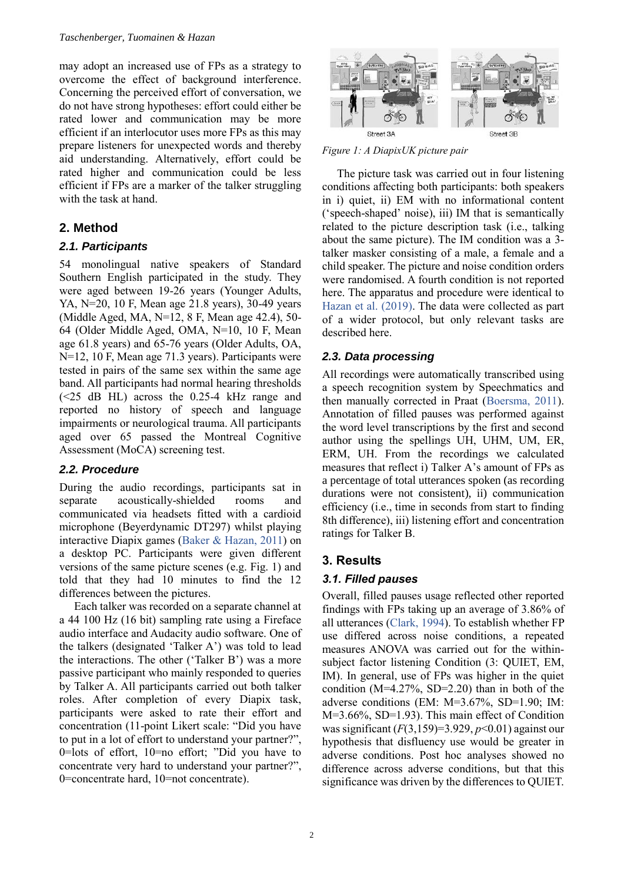may adopt an increased use of FPs as a strategy to overcome the effect of background interference. Concerning the perceived effort of conversation, we do not have strong hypotheses: effort could either be rated lower and communication may be more efficient if an interlocutor uses more FPs as this may prepare listeners for unexpected words and thereby aid understanding. Alternatively, effort could be rated higher and communication could be less efficient if FPs are a marker of the talker struggling with the task at hand.

## 2. Method

### 2.1. Participants

54 monolingual native speakers of Standard Southern English participated in the study. They were aged between 19-26 years (Younger Adults, YA, N=20, 10 F, Mean age 21.8 years), 30-49 years (Middle Aged, MA, N=12, 8 F, Mean age 42.4), 50-64 (Older Middle Aged, OMA, N=10, 10 F, Mean age 61.8 years) and 65-76 years (Older Adults, OA, N=12, 10 F, Mean age 71.3 years). Participants were tested in pairs of the same sex within the same age band. All participants had normal hearing thresholds (<25 dB HL) across the 0.25-4 kHz range and reported no history of speech and language impairments or neurological trauma. All participants aged over 65 passed the Montreal Cognitive Assessment (MoCA) screening test.

### 2.2. Procedure

During the audio recordings, participants sat in separate acoustically-shielded rooms and communicated via headsets fitted with a cardioid microphone (Beyerdynamic DT297) whilst playing interactive Diapix games (Baker & Hazan, 2011) on a desktop PC. Participants were given different versions of the same picture scenes (e.g. Fig. 1) and told that they had 10 minutes to find the 12 differences between the pictures.

Each talker was recorded on a separate channel at a 44 100 Hz (16 bit) sampling rate using a Fireface audio interface and Audacity audio software. One of the talkers (designated 'Talker A') was told to lead the interactions. The other ('Talker B') was a more passive participant who mainly responded to queries by Talker A. All participants carried out both talker roles. After completion of every Diapix task, participants were asked to rate their effort and concentration (11-point Likert scale: "Did you have to put in a lot of effort to understand your partner?", 0=lots of effort, 10=no effort; "Did you have to concentrate very hard to understand your partner?", 0=concentrate hard, 10=not concentrate).

*Figure 1: A DiapixUK picture pair*

The picture task was carried out in four listening conditions affecting both participants: both speakers in i) quiet, ii) EM with no informational content ('speech-shaped' noise), iii) IM that is semantically related to the picture description task (i.e., talking about the same picture). The IM condition was a 3-talker masker consisting of a male, a female and a child speaker. The picture and noise condition orders were randomised. A fourth condition is not reported here. The apparatus and procedure were identical to Hazan et al. (2019). The data were collected as part of a wider protocol, but only relevant tasks are described here.

### 2.3. Data processing

All recordings were automatically transcribed using a speech recognition system by Speechmatics and then manually corrected in Praat (Boersma, 2011). Annotation of filled pauses was performed against the word level transcriptions by the first and second author using the spellings UH, UHM, UM, ER, ERM, UH. From the recordings we calculated measures that reflect i) Talker A's amount of FPs as a percentage of total utterances spoken (as recording durations were not consistent), ii) communication efficiency (i.e., time in seconds from start to finding 8th difference), iii) listening effort and concentration ratings for Talker B.

## 3. Results

### 3.1. Filled pauses

Overall, filled pauses usage reflected other reported findings with FPs taking up an average of 3.86% of all utterances (Clark, 1994). To establish whether FP use differed across noise conditions, a repeated measures ANOVA was carried out for the within-subject factor listening Condition (3: QUIET, EM, IM). In general, use of FPs was higher in the quiet condition (M=4.27%, SD=2.20) than in both of the adverse conditions (EM: M=3.67%, SD=1.90; IM: M=3.66%, SD=1.93). This main effect of Condition was significant ($F(3,159)=3.929$, $p<0.01$) against our hypothesis that disfluency use would be greater in adverse conditions. Post hoc analyses showed no difference across adverse conditions, but that this significance was driven by the differences to QUIET.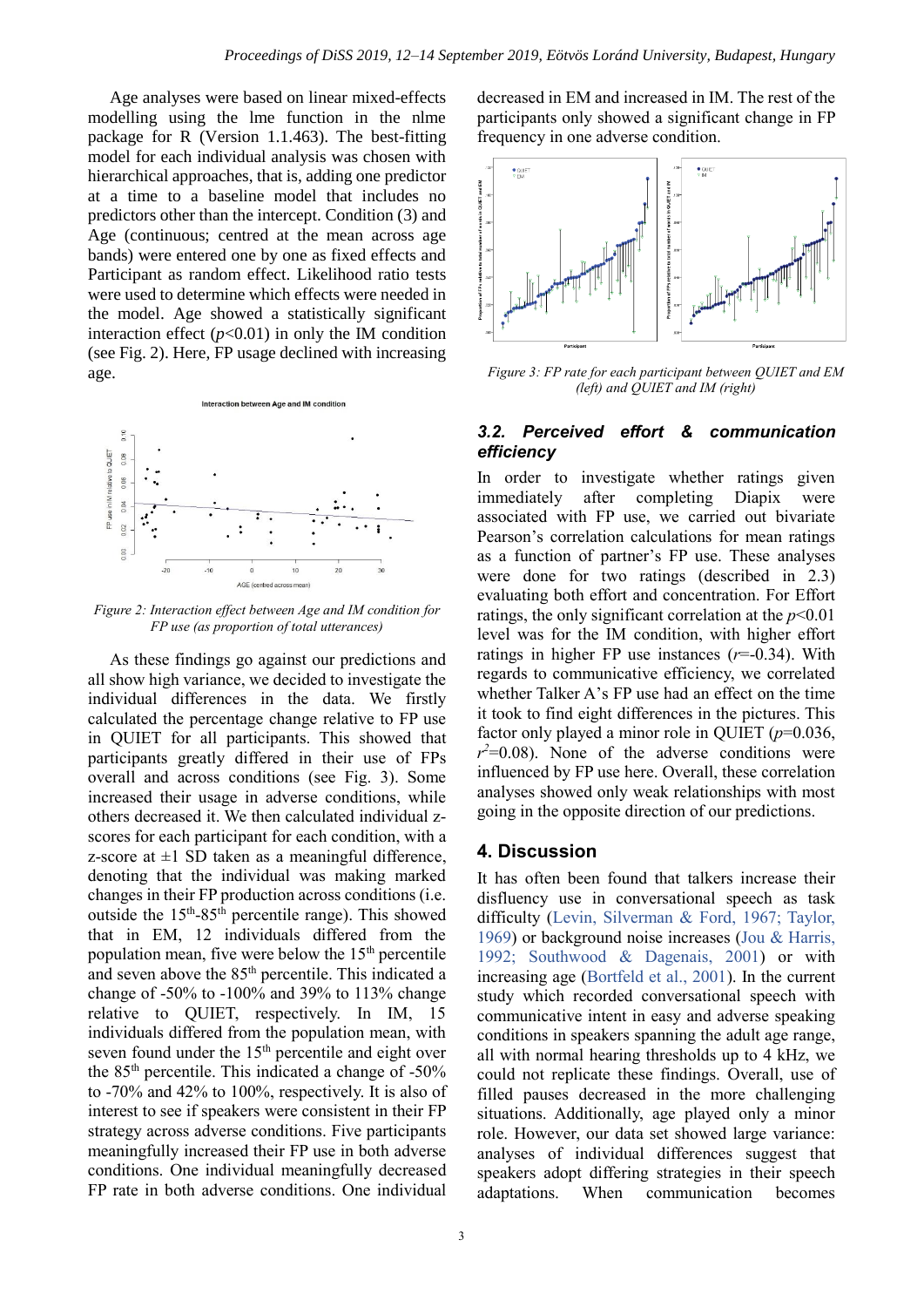Age analyses were based on linear mixed-effects modelling using the lme function in the nlme package for R (Version 1.1.463). The best-fitting model for each individual analysis was chosen with hierarchical approaches, that is, adding one predictor at a time to a baseline model that includes no predictors other than the intercept. Condition (3) and Age (continuous; centred at the mean across age bands) were entered one by one as fixed effects and Participant as random effect. Likelihood ratio tests were used to determine which effects were needed in the model. Age showed a statistically significant interaction effect ($p<0.01$) in only the IM condition (see Fig. 2). Here, FP usage declined with increasing age.

*Figure 2: Interaction effect between Age and IM condition for FP use (as proportion of total utterances)*

As these findings go against our predictions and all show high variance, we decided to investigate the individual differences in the data. We firstly calculated the percentage change relative to FP use in QUIET for all participants. This showed that participants greatly differed in their use of FPs overall and across conditions (see Fig. 3). Some increased their usage in adverse conditions, while others decreased it. We then calculated individual z-scores for each participant for each condition, with a z-score at ±1 SD taken as a meaningful difference, denoting that the individual was making marked changes in their FP production across conditions (i.e. outside the 15th-85th percentile range). This showed that in EM, 12 individuals differed from the population mean, five were below the 15th percentile and seven above the 85th percentile. This indicated a change of -50% to -100% and 39% to 113% change relative to QUIET, respectively. In IM, 15 individuals differed from the population mean, with seven found under the 15th percentile and eight over the 85th percentile. This indicated a change of -50% to -70% and 42% to 100%, respectively. It is also of interest to see if speakers were consistent in their FP strategy across adverse conditions. Five participants meaningfully increased their FP use in both adverse conditions. One individual meaningfully decreased FP rate in both adverse conditions. One individual decreased in EM and increased in IM. The rest of the participants only showed a significant change in FP frequency in one adverse condition.

*Figure 3: FP rate for each participant between QUIET and EM (left) and QUIET and IM (right)*

### 3.2. Perceived effort & communication efficiency

In order to investigate whether ratings given immediately after completing Diapix were associated with FP use, we carried out bivariate Pearson's correlation calculations for mean ratings as a function of partner's FP use. These analyses were done for two ratings (described in 2.3) evaluating both effort and concentration. For Effort ratings, the only significant correlation at the $p<0.01$ level was for the IM condition, with higher effort ratings in higher FP use instances ($r=-0.34$). With regards to communicative efficiency, we correlated whether Talker A's FP use had an effect on the time it took to find eight differences in the pictures. This factor only played a minor role in QUIET ($p=0.036$, $r^2=0.08$). None of the adverse conditions were influenced by FP use here. Overall, these correlation analyses showed only weak relationships with most going in the opposite direction of our predictions.

## 4. Discussion

It has often been found that talkers increase their disfluency use in conversational speech as task difficulty (Levin, Silverman & Ford, 1967; Taylor, 1969) or background noise increases (Jou & Harris, 1992; Southwood & Dagenais, 2001) or with increasing age (Bortfeld et al., 2001). In the current study which recorded conversational speech with communicative intent in easy and adverse speaking conditions in speakers spanning the adult age range, all with normal hearing thresholds up to 4 kHz, we could not replicate these findings. Overall, use of filled pauses decreased in the more challenging situations. Additionally, age played only a minor role. However, our data set showed large variance: analyses of individual differences suggest that speakers adopt differing strategies in their speech adaptations. When communication becomes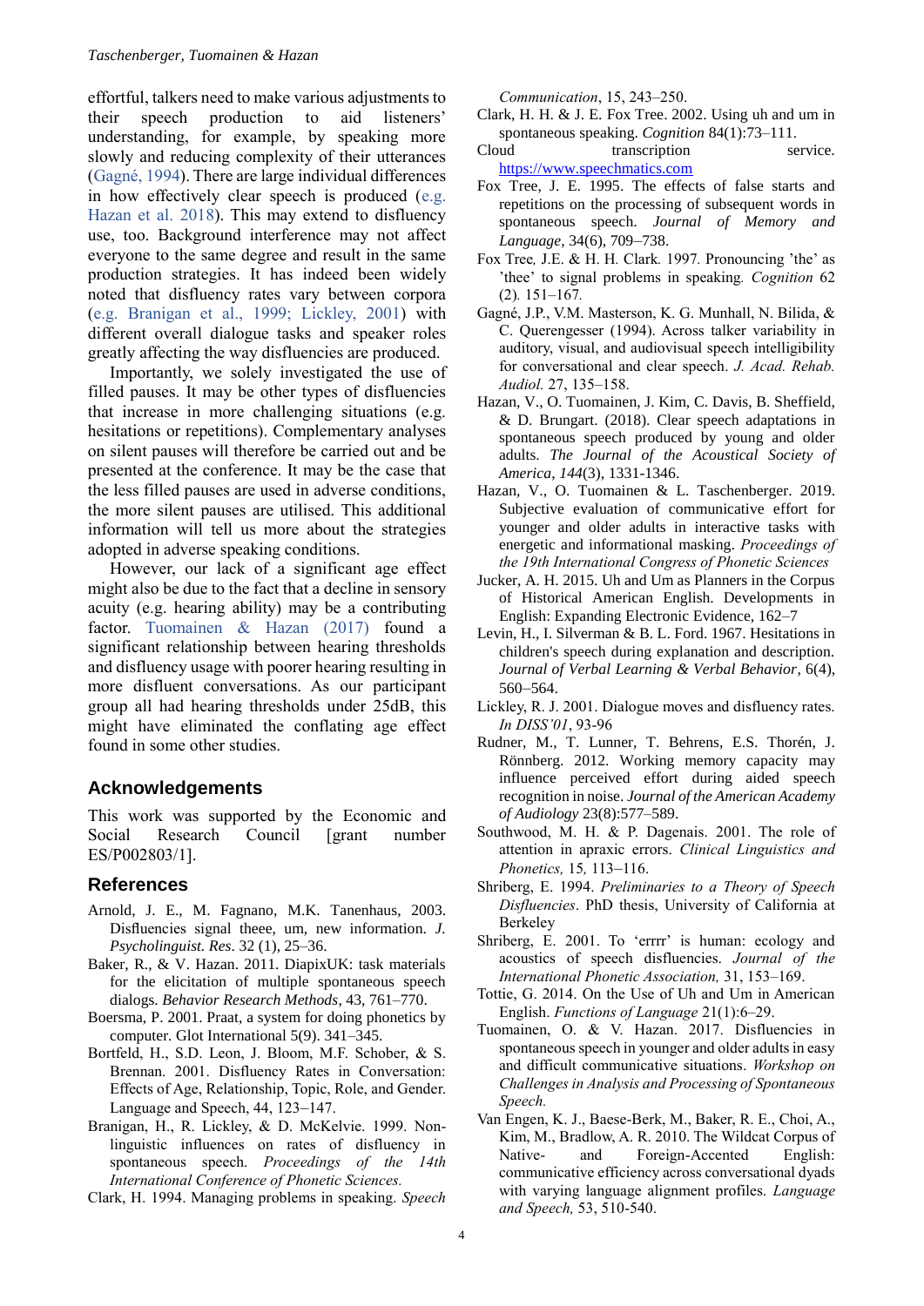effortful, talkers need to make various adjustments to their speech production to aid listeners' understanding, for example, by speaking more slowly and reducing complexity of their utterances (Gagné, 1994). There are large individual differences in how effectively clear speech is produced (e.g. Hazan et al. 2018). This may extend to disfluency use, too. Background interference may not affect everyone to the same degree and result in the same production strategies. It has indeed been widely noted that disfluency rates vary between corpora (e.g. Branigan et al., 1999; Lickley, 2001) with different overall dialogue tasks and speaker roles greatly affecting the way disfluencies are produced.

Importantly, we solely investigated the use of filled pauses. It may be other types of disfluencies that increase in more challenging situations (e.g. hesitations or repetitions). Complementary analyses on silent pauses will therefore be carried out and be presented at the conference. It may be the case that the less filled pauses are used in adverse conditions, the more silent pauses are utilised. This additional information will tell us more about the strategies adopted in adverse speaking conditions.

However, our lack of a significant age effect might also be due to the fact that a decline in sensory acuity (e.g. hearing ability) may be a contributing factor. Tuomainen & Hazan (2017) found a significant relationship between hearing thresholds and disfluency usage with poorer hearing resulting in more disfluent conversations. As our participant group all had hearing thresholds under 25dB, this might have eliminated the conflating age effect found in some other studies.

## Acknowledgements

This work was supported by the Economic and Social Research Council [grant number ES/P002803/1].

## References

Arnold, J. E., M. Fagnano, M.K. Tanenhaus, 2003. Disfluencies signal theee, um, new information. *J. Psycholinguist. Res*. 32 (1), 25–36.

Baker, R., & V. Hazan. 2011. DiapixUK: task materials for the elicitation of multiple spontaneous speech dialogs. *Behavior Research Methods*, 43, 761–770.

Boersma, P. 2001. Praat, a system for doing phonetics by computer. Glot International 5(9). 341–345.

Bortfeld, H., S.D. Leon, J. Bloom, M.F. Schober, & S. Brennan. 2001. Disfluency Rates in Conversation: Effects of Age, Relationship, Topic, Role, and Gender. Language and Speech, 44, 123–147.

Branigan, H., R. Lickley, & D. McKelvie. 1999. Non-linguistic influences on rates of disfluency in spontaneous speech. *Proceedings of the 14th International Conference of Phonetic Sciences.*

Clark, H. 1994. Managing problems in speaking. *Speech Communication*, 15, 243–250.

Clark, H. H. & J. E. Fox Tree. 2002. Using uh and um in spontaneous speaking. *Cognition* 84(1):73–111.

Cloud transcription service. https://www.speechmatics.com

Fox Tree, J. E. 1995. The effects of false starts and repetitions on the processing of subsequent words in spontaneous speech. *Journal of Memory and Language*, 34(6), 709–738.

Fox Tree, J.E. & H. H. Clark. 1997. Pronouncing 'the' as 'thee' to signal problems in speaking. *Cognition* 62 (2). 151–167.

Gagné, J.P., V.M. Masterson, K. G. Munhall, N. Bilida, & C. Querengesser (1994). Across talker variability in auditory, visual, and audiovisual speech intelligibility for conversational and clear speech. *J. Acad. Rehab. Audiol.* 27, 135–158.

Hazan, V., O. Tuomainen, J. Kim, C. Davis, B. Sheffield, & D. Brungart. (2018). Clear speech adaptations in spontaneous speech produced by young and older adults. *The Journal of the Acoustical Society of America*, *144*(3), 1331-1346.

Hazan, V., O. Tuomainen & L. Taschenberger. 2019. Subjective evaluation of communicative effort for younger and older adults in interactive tasks with energetic and informational masking. *Proceedings of the 19th International Congress of Phonetic Sciences*

Jucker, A. H. 2015. Uh and Um as Planners in the Corpus of Historical American English. Developments in English: Expanding Electronic Evidence, 162–7

Levin, H., I. Silverman & B. L. Ford. 1967. Hesitations in children's speech during explanation and description. *Journal of Verbal Learning & Verbal Behavior*, 6(4), 560–564.

Lickley, R. J. 2001. Dialogue moves and disfluency rates. *In DISS'01*, 93-96

Rudner, M., T. Lunner, T. Behrens, E.S. Thorén, J. Rönnberg. 2012. Working memory capacity may influence perceived effort during aided speech recognition in noise. *Journal of the American Academy of Audiology* 23(8):577–589.

Southwood, M. H. & P. Dagenais. 2001. The role of attention in apraxic errors. *Clinical Linguistics and Phonetics,* 15*,* 113–116.

Shriberg, E. 1994. *Preliminaries to a Theory of Speech Disfluencies*. PhD thesis, University of California at Berkeley

Shriberg, E. 2001. To 'errrr' is human: ecology and acoustics of speech disfluencies. *Journal of the International Phonetic Association,* 31, 153–169.

Tottie, G. 2014. On the Use of Uh and Um in American English. *Functions of Language* 21(1):6–29.

Tuomainen, O. & V. Hazan. 2017. Disfluencies in spontaneous speech in younger and older adults in easy and difficult communicative situations. *Workshop on Challenges in Analysis and Processing of Spontaneous Speech.*

Van Engen, K. J., Baese-Berk, M., Baker, R. E., Choi, A., Kim, M., Bradlow, A. R. 2010. The Wildcat Corpus of Native- and Foreign-Accented English: communicative efficiency across conversational dyads with varying language alignment profiles. *Language and Speech,* 53, 510-540.